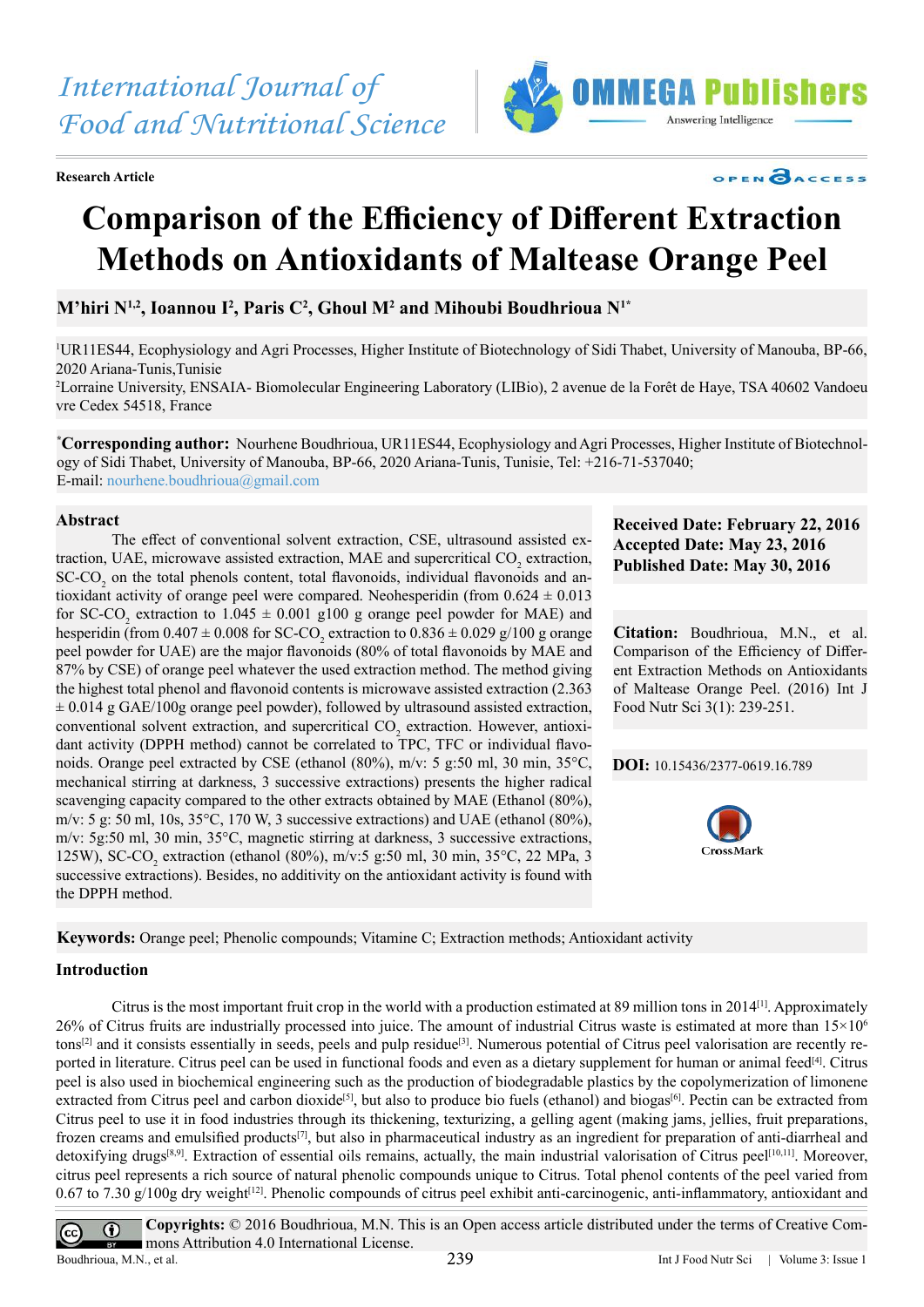International Journal of Food and Nutritional Science

**Research Article**

# Comparison of the Efficiency of Different Extraction Methods on Antioxidants of Maltease Orange Peel

**M'hiri N[1,2], Ioannou I[2], Paris C[2], Ghoul M[2] and Mihoubi Boudhrioua N[1*]**

[1]UR11ES44, Ecophysiology and Agri Processes, Higher Institute of Biotechnology of Sidi Thabet, University of Manouba, BP-66, 2020 Ariana-Tunis,Tunisie

[2]Lorraine University, ENSAIA- Biomolecular Engineering Laboratory (LIBio), 2 avenue de la Forêt de Haye, TSA 40602 Vandoeuvre Cedex 54518, France

[*]**Corresponding author:** Nourhene Boudhrioua, UR11ES44, Ecophysiology and Agri Processes, Higher Institute of Biotechnology of Sidi Thabet, University of Manouba, BP-66, 2020 Ariana-Tunis, Tunisie, Tel: +216-71-537040; E-mail: nourhene.boudhrioua@gmail.com

## Abstract

The effect of conventional solvent extraction, CSE, ultrasound assisted extraction, UAE, microwave assisted extraction, MAE and supercritical $CO_2$ extraction, SC-$CO_2$ on the total phenols content, total flavonoids, individual flavonoids and antioxidant activity of orange peel were compared. Neohesperidin (from 0.624 ± 0.013 for SC-$CO_2$ extraction to 1.045 ± 0.001 g100 g orange peel powder for MAE) and hesperidin (from 0.407 ± 0.008 for SC-$CO_2$ extraction to 0.836 ± 0.029 g/100 g orange peel powder for UAE) are the major flavonoids (80% of total flavonoids by MAE and 87% by CSE) of orange peel whatever the used extraction method. The method giving the highest total phenol and flavonoid contents is microwave assisted extraction (2.363 ± 0.014 g GAE/100g orange peel powder), followed by ultrasound assisted extraction, conventional solvent extraction, and supercritical $CO_2$ extraction. However, antioxidant activity (DPPH method) cannot be correlated to TPC, TFC or individual flavonoids. Orange peel extracted by CSE (ethanol (80%), m/v: 5 g:50 ml, 30 min, 35°C, mechanical stirring at darkness, 3 successive extractions) presents the higher radical scavenging capacity compared to the other extracts obtained by MAE (Ethanol (80%), m/v: 5 g: 50 ml, 10s, 35°C, 170 W, 3 successive extractions) and UAE (ethanol (80%), m/v: 5g:50 ml, 30 min, 35°C, magnetic stirring at darkness, 3 successive extractions, 125W), SC-$CO_2$ extraction (ethanol (80%), m/v:5 g:50 ml, 30 min, 35°C, 22 MPa, 3 successive extractions). Besides, no additivity on the antioxidant activity is found with the DPPH method.

**Received Date: February 22, 2016**
**Accepted Date: May 23, 2016**
**Published Date: May 30, 2016**

**Citation:** Boudhrioua, M.N., et al. Comparison of the Efficiency of Different Extraction Methods on Antioxidants of Maltease Orange Peel. (2016) Int J Food Nutr Sci 3(1): 239-251.

**DOI:** 10.15436/2377-0619.16.789

**Keywords:** Orange peel; Phenolic compounds; Vitamine C; Extraction methods; Antioxidant activity

## Introduction

Citrus is the most important fruit crop in the world with a production estimated at 89 million tons in 2014[1]. Approximately 26% of Citrus fruits are industrially processed into juice. The amount of industrial Citrus waste is estimated at more than $15×10^6$ tons[2] and it consists essentially in seeds, peels and pulp residue[3]. Numerous potential of Citrus peel valorisation are recently reported in literature. Citrus peel can be used in functional foods and even as a dietary supplement for human or animal feed[4]. Citrus peel is also used in biochemical engineering such as the production of biodegradable plastics by the copolymerization of limonene extracted from Citrus peel and carbon dioxide[5], but also to produce bio fuels (ethanol) and biogas[6]. Pectin can be extracted from Citrus peel to use it in food industries through its thickening, texturizing, a gelling agent (making jams, jellies, fruit preparations, frozen creams and emulsified products[7], but also in pharmaceutical industry as an ingredient for preparation of anti-diarrheal and detoxifying drugs[8,9]. Extraction of essential oils remains, actually, the main industrial valorisation of Citrus peel[10,11]. Moreover, citrus peel represents a rich source of natural phenolic compounds unique to Citrus. Total phenol contents of the peel varied from 0.67 to 7.30 g/100g dry weight[12]. Phenolic compounds of citrus peel exhibit anti-carcinogenic, anti-inflammatory, antioxidant and

**Copyrights:** © 2016 Boudhrioua, M.N. This is an Open access article distributed under the terms of Creative Commons Attribution 4.0 International License.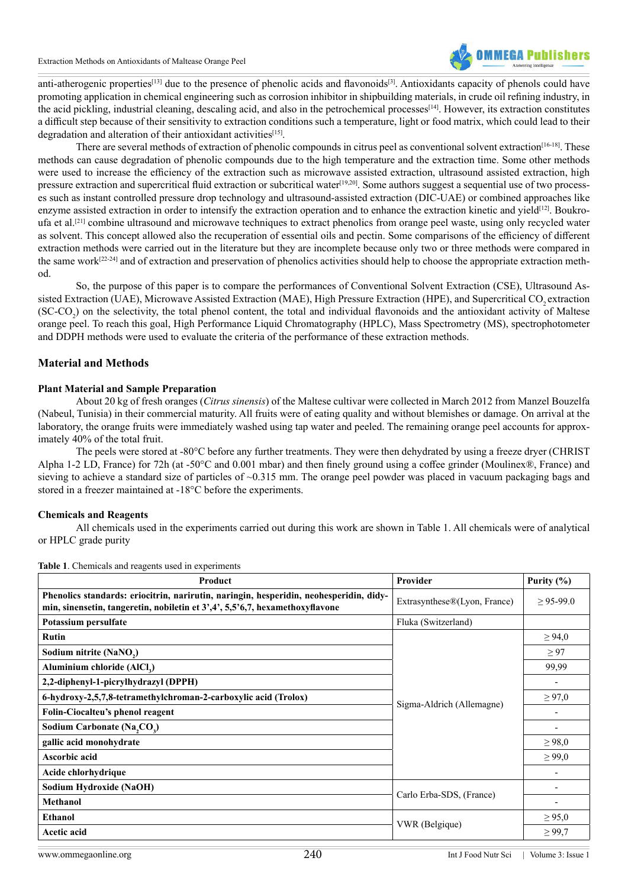anti-atherogenic properties[13] due to the presence of phenolic acids and flavonoids[3]. Antioxidants capacity of phenols could have promoting application in chemical engineering such as corrosion inhibitor in shipbuilding materials, in crude oil refining industry, in the acid pickling, industrial cleaning, descaling acid, and also in the petrochemical processes[14]. However, its extraction constitutes a difficult step because of their sensitivity to extraction conditions such a temperature, light or food matrix, which could lead to their degradation and alteration of their antioxidant activities[15].

There are several methods of extraction of phenolic compounds in citrus peel as conventional solvent extraction[16-18]. These methods can cause degradation of phenolic compounds due to the high temperature and the extraction time. Some other methods were used to increase the efficiency of the extraction such as microwave assisted extraction, ultrasound assisted extraction, high pressure extraction and supercritical fluid extraction or subcritical water[19,20]. Some authors suggest a sequential use of two processes such as instant controlled pressure drop technology and ultrasound-assisted extraction (DIC-UAE) or combined approaches like enzyme assisted extraction in order to intensify the extraction operation and to enhance the extraction kinetic and yield[12]. Boukroufa et al.[21] combine ultrasound and microwave techniques to extract phenolics from orange peel waste, using only recycled water as solvent. This concept allowed also the recuperation of essential oils and pectin. Some comparisons of the efficiency of different extraction methods were carried out in the literature but they are incomplete because only two or three methods were compared in the same work[22-24] and of extraction and preservation of phenolics activities should help to choose the appropriate extraction method.

So, the purpose of this paper is to compare the performances of Conventional Solvent Extraction (CSE), Ultrasound Assisted Extraction (UAE), Microwave Assisted Extraction (MAE), High Pressure Extraction (HPE), and Supercritical $CO_2$ extraction (SC-$CO_2$) on the selectivity, the total phenol content, the total and individual flavonoids and the antioxidant activity of Maltese orange peel. To reach this goal, High Performance Liquid Chromatography (HPLC), Mass Spectrometry (MS), spectrophotometer and DDPH methods were used to evaluate the criteria of the performance of these extraction methods.

## Material and Methods

### Plant Material and Sample Preparation

About 20 kg of fresh oranges (*Citrus sinensis*) of the Maltese cultivar were collected in March 2012 from Manzel Bouzelfa (Nabeul, Tunisia) in their commercial maturity. All fruits were of eating quality and without blemishes or damage. On arrival at the laboratory, the orange fruits were immediately washed using tap water and peeled. The remaining orange peel accounts for approximately 40% of the total fruit.

The peels were stored at -80°C before any further treatments. They were then dehydrated by using a freeze dryer (CHRIST Alpha 1-2 LD, France) for 72h (at -50°C and 0.001 mbar) and then finely ground using a coffee grinder (Moulinex®, France) and sieving to achieve a standard size of particles of ~0.315 mm. The orange peel powder was placed in vacuum packaging bags and stored in a freezer maintained at -18°C before the experiments.

### Chemicals and Reagents

All chemicals used in the experiments carried out during this work are shown in Table 1. All chemicals were of analytical or HPLC grade purity

**Table 1**. Chemicals and reagents used in experiments

| Product | Provider | Purity (%) |
|---|---|---|
| **Phenolics standards: eriocitrin, narirutin, naringin, hesperidin, neohesperidin, didymin, sinensetin, tangeretin, nobiletin et 3',4', 5,5'6,7, hexamethoxyflavone** | Extrasynthese®(Lyon, France) | ≥ 95-99.0 |
| **Potassium persulfate** | Fluka (Switzerland) | |
| **Rutin** | Sigma-Aldrich (Allemagne) | ≥ 94,0 |
| **Sodium nitrite ($NaNO_2$)** | | ≥ 97 |
| **Aluminium chloride ($AlCl_3$)** | | 99,99 |
| **2,2-diphenyl-1-picrylhydrazyl (DPPH)** | | - |
| **6-hydroxy-2,5,7,8-tetramethylchroman-2-carboxylic acid (Trolox)** | | ≥ 97,0 |
| **Folin-Ciocalteu's phenol reagent** | | - |
| **Sodium Carbonate ($Na_2CO_3$)** | | - |
| **gallic acid monohydrate** | | ≥ 98,0 |
| **Ascorbic acid** | | ≥ 99,0 |
| **Acide chlorhydrique** | | - |
| **Sodium Hydroxide (NaOH)** | Carlo Erba-SDS, (France) | - |
| **Methanol** | | - |
| **Ethanol** | VWR (Belgique) | ≥ 95,0 |
| **Acetic acid** | | ≥ 99,7 |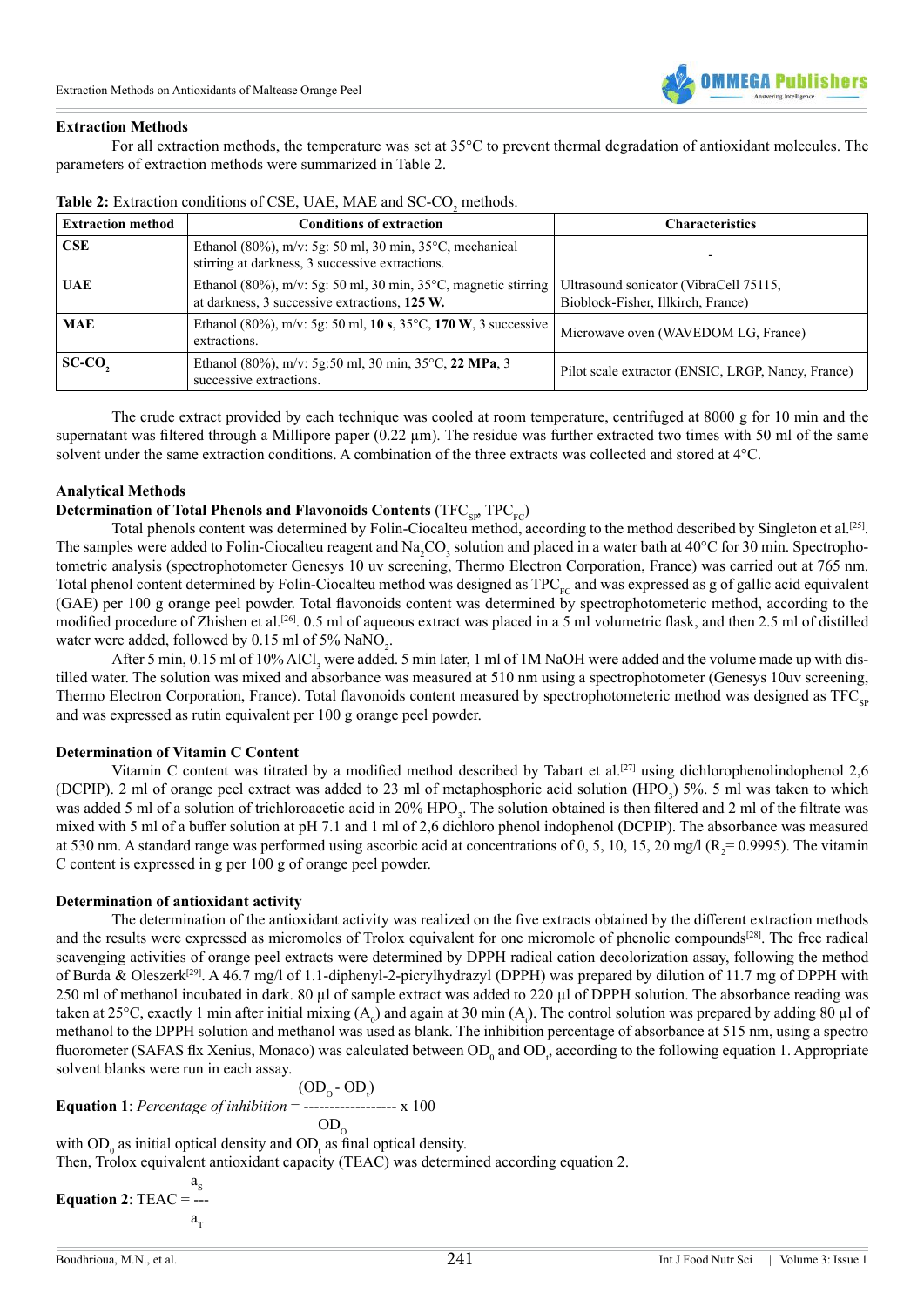### Extraction Methods

For all extraction methods, the temperature was set at 35°C to prevent thermal degradation of antioxidant molecules. The parameters of extraction methods were summarized in Table 2.

**Table 2:** Extraction conditions of CSE, UAE, MAE and SC-$CO_2$ methods.

| Extraction method | Conditions of extraction | Characteristics |
|---|---|---|
| **CSE** | Ethanol (80%), m/v: 5g: 50 ml, 30 min, 35°C, mechanical stirring at darkness, 3 successive extractions. | - |
| **UAE** | Ethanol (80%), m/v: 5g: 50 ml, 30 min, 35°C, magnetic stirring at darkness, 3 successive extractions, **125 W.** | Ultrasound sonicator (VibraCell 75115, Bioblock-Fisher, Illkirch, France) |
| **MAE** | Ethanol (80%), m/v: 5g: 50 ml, **10 s**, 35°C, **170 W**, 3 successive extractions. | Microwave oven (WAVEDOM LG, France) |
| **SC-$CO_2$** | Ethanol (80%), m/v: 5g:50 ml, 30 min, 35°C, **22 MPa**, 3 successive extractions. | Pilot scale extractor (ENSIC, LRGP, Nancy, France) |

The crude extract provided by each technique was cooled at room temperature, centrifuged at 8000 g for 10 min and the supernatant was filtered through a Millipore paper (0.22 µm). The residue was further extracted two times with 50 ml of the same solvent under the same extraction conditions. A combination of the three extracts was collected and stored at 4°C.

### Analytical Methods

**Determination of Total Phenols and Flavonoids Contents** ($TFC_{SP}$, $TPC_{FC}$)

Total phenols content was determined by Folin-Ciocalteu method, according to the method described by Singleton et al.[25]. The samples were added to Folin-Ciocalteu reagent and $Na_2CO_3$ solution and placed in a water bath at 40°C for 30 min. Spectrophotometric analysis (spectrophotometer Genesys 10 uv screening, Thermo Electron Corporation, France) was carried out at 765 nm. Total phenol content determined by Folin-Ciocalteu method was designed as $TPC_{FC}$ and was expressed as g of gallic acid equivalent (GAE) per 100 g orange peel powder. Total flavonoids content was determined by spectrophotometeric method, according to the modified procedure of Zhishen et al.[26]. 0.5 ml of aqueous extract was placed in a 5 ml volumetric flask, and then 2.5 ml of distilled water were added, followed by 0.15 ml of 5% $NaNO_2$.

After 5 min, 0.15 ml of 10% $AlCl_3$ were added. 5 min later, 1 ml of 1M NaOH were added and the volume made up with distilled water. The solution was mixed and absorbance was measured at 510 nm using a spectrophotometer (Genesys 10uv screening, Thermo Electron Corporation, France). Total flavonoids content measured by spectrophotometeric method was designed as $TFC_{SP}$ and was expressed as rutin equivalent per 100 g orange peel powder.

**Determination of Vitamin C Content**

Vitamin C content was titrated by a modified method described by Tabart et al.[27] using dichlorophenolindophenol 2,6 (DCPIP). 2 ml of orange peel extract was added to 23 ml of metaphosphoric acid solution ($HPO_3$) 5%. 5 ml was taken to which was added 5 ml of a solution of trichloroacetic acid in 20% $HPO_3$. The solution obtained is then filtered and 2 ml of the filtrate was mixed with 5 ml of a buffer solution at pH 7.1 and 1 ml of 2,6 dichloro phenol indophenol (DCPIP). The absorbance was measured at 530 nm. A standard range was performed using ascorbic acid at concentrations of 0, 5, 10, 15, 20 mg/l ($R_2$= 0.9995). The vitamin C content is expressed in g per 100 g of orange peel powder.

**Determination of antioxidant activity**

The determination of the antioxidant activity was realized on the five extracts obtained by the different extraction methods and the results were expressed as micromoles of Trolox equivalent for one micromole of phenolic compounds[28]. The free radical scavenging activities of orange peel extracts were determined by DPPH radical cation decolorization assay, following the method of Burda & Oleszerk[29]. A 46.7 mg/l of 1.1-diphenyl-2-picrylhydrazyl (DPPH) was prepared by dilution of 11.7 mg of DPPH with 250 ml of methanol incubated in dark. 80 µl of sample extract was added to 220 µl of DPPH solution. The absorbance reading was taken at 25°C, exactly 1 min after initial mixing ($A_0$) and again at 30 min ($A_t$). The control solution was prepared by adding 80 µl of methanol to the DPPH solution and methanol was used as blank. The inhibition percentage of absorbance at 515 nm, using a spectro fluorometer (SAFAS flx Xenius, Monaco) was calculated between $OD_0$ and $OD_t$, according to the following equation 1. Appropriate solvent blanks were run in each assay.

**Equation 1**: *Percentage of inhibition* =

$$\frac{(OD_O - OD_t)}{OD_O} \times 100$$

with $OD_0$ as initial optical density and $OD_t$ as final optical density.
Then, Trolox equivalent antioxidant capacity (TEAC) was determined according equation 2.

**Equation 2**: TEAC =

$$\frac{a_S}{a_T}$$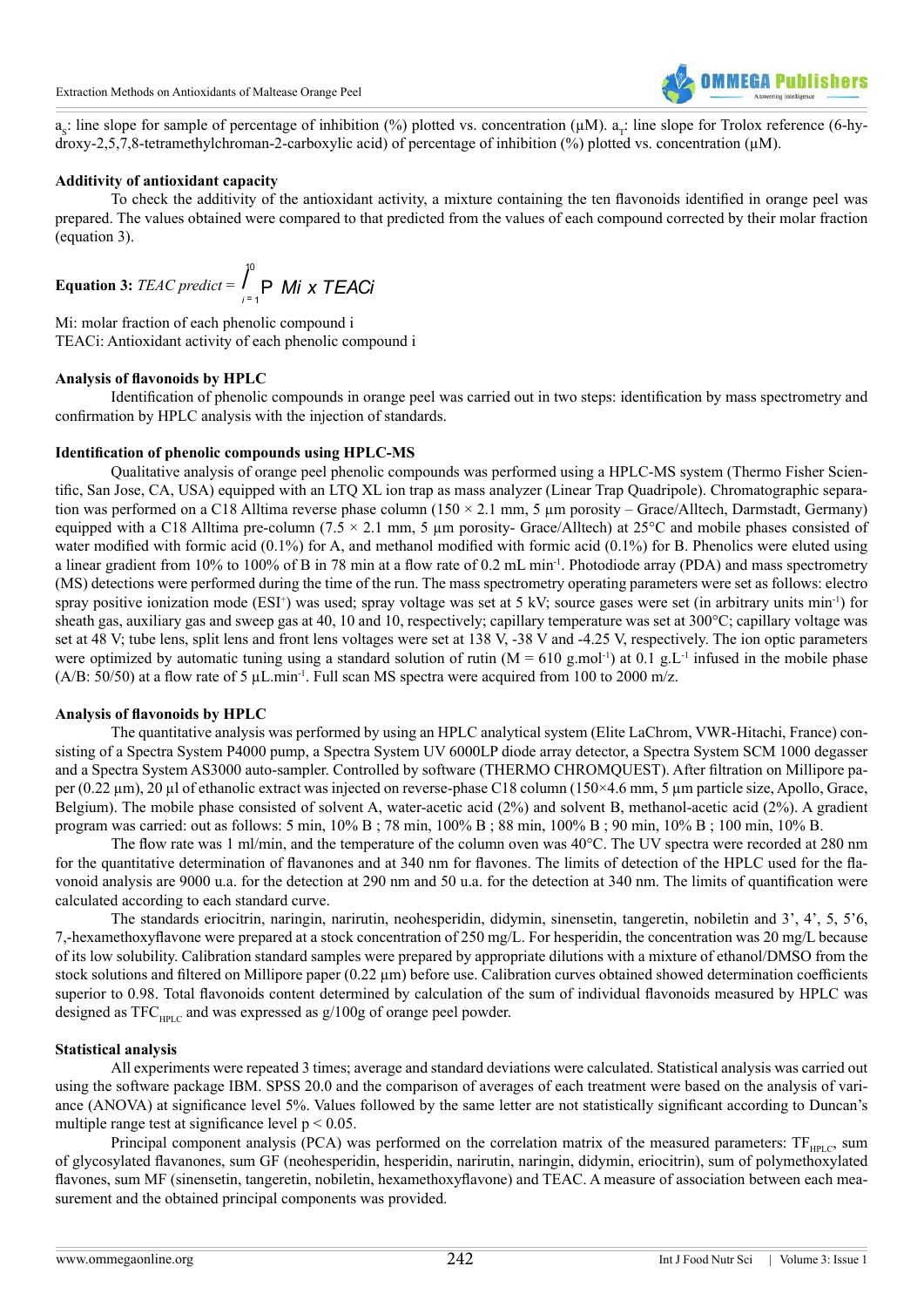$a_S$: line slope for sample of percentage of inhibition (%) plotted vs. concentration (µM). $a_T$: line slope for Trolox reference (6-hydroxy-2,5,7,8-tetramethylchroman-2-carboxylic acid) of percentage of inhibition (%) plotted vs. concentration (µM).

**Additivity of antioxidant capacity**

To check the additivity of the antioxidant activity, a mixture containing the ten flavonoids identified in orange peel was prepared. The values obtained were compared to that predicted from the values of each compound corrected by their molar fraction (equation 3).

**Equation 3:** $$TEAC\ predict = \sum_{i=1}^{10} Mi \times TEACi$$

Mi: molar fraction of each phenolic compound i

TEACi: Antioxidant activity of each phenolic compound i

**Analysis of flavonoids by HPLC**

Identification of phenolic compounds in orange peel was carried out in two steps: identification by mass spectrometry and confirmation by HPLC analysis with the injection of standards.

**Identification of phenolic compounds using HPLC-MS**

Qualitative analysis of orange peel phenolic compounds was performed using a HPLC-MS system (Thermo Fisher Scientific, San Jose, CA, USA) equipped with an LTQ XL ion trap as mass analyzer (Linear Trap Quadripole). Chromatographic separation was performed on a C18 Alltima reverse phase column (150 × 2.1 mm, 5 µm porosity – Grace/Alltech, Darmstadt, Germany) equipped with a C18 Alltima pre-column (7.5 × 2.1 mm, 5 µm porosity- Grace/Alltech) at 25°C and mobile phases consisted of water modified with formic acid (0.1%) for A, and methanol modified with formic acid (0.1%) for B. Phenolics were eluted using a linear gradient from 10% to 100% of B in 78 min at a flow rate of 0.2 mL $min^{-1}$. Photodiode array (PDA) and mass spectrometry (MS) detections were performed during the time of the run. The mass spectrometry operating parameters were set as follows: electro spray positive ionization mode ($ESI^+$) was used; spray voltage was set at 5 kV; source gases were set (in arbitrary units $min^{-1}$) for sheath gas, auxiliary gas and sweep gas at 40, 10 and 10, respectively; capillary temperature was set at 300°C; capillary voltage was set at 48 V; tube lens, split lens and front lens voltages were set at 138 V, -38 V and -4.25 V, respectively. The ion optic parameters were optimized by automatic tuning using a standard solution of rutin (M = 610 $g.mol^{-1}$) at 0.1 $g.L^{-1}$ infused in the mobile phase (A/B: 50/50) at a flow rate of 5 $\mu L.min^{-1}$. Full scan MS spectra were acquired from 100 to 2000 m/z.

**Analysis of flavonoids by HPLC**

The quantitative analysis was performed by using an HPLC analytical system (Elite LaChrom, VWR-Hitachi, France) consisting of a Spectra System P4000 pump, a Spectra System UV 6000LP diode array detector, a Spectra System SCM 1000 degasser and a Spectra System AS3000 auto-sampler. Controlled by software (THERMO CHROMQUEST). After filtration on Millipore paper (0.22 µm), 20 µl of ethanolic extract was injected on reverse-phase C18 column (150×4.6 mm, 5 µm particle size, Apollo, Grace, Belgium). The mobile phase consisted of solvent A, water-acetic acid (2%) and solvent B, methanol-acetic acid (2%). A gradient program was carried: out as follows: 5 min, 10% B ; 78 min, 100% B ; 88 min, 100% B ; 90 min, 10% B ; 100 min, 10% B.

The flow rate was 1 ml/min, and the temperature of the column oven was 40°C. The UV spectra were recorded at 280 nm for the quantitative determination of flavanones and at 340 nm for flavones. The limits of detection of the HPLC used for the flavonoid analysis are 9000 u.a. for the detection at 290 nm and 50 u.a. for the detection at 340 nm. The limits of quantification were calculated according to each standard curve.

The standards eriocitrin, naringin, narirutin, neohesperidin, didymin, sinensetin, tangeretin, nobiletin and 3', 4', 5, 5'6, 7,-hexamethoxyflavone were prepared at a stock concentration of 250 mg/L. For hesperidin, the concentration was 20 mg/L because of its low solubility. Calibration standard samples were prepared by appropriate dilutions with a mixture of ethanol/DMSO from the stock solutions and filtered on Millipore paper (0.22 µm) before use. Calibration curves obtained showed determination coefficients superior to 0.98. Total flavonoids content determined by calculation of the sum of individual flavonoids measured by HPLC was designed as $TFC_{HPLC}$ and was expressed as g/100g of orange peel powder.

**Statistical analysis**

All experiments were repeated 3 times; average and standard deviations were calculated. Statistical analysis was carried out using the software package IBM. SPSS 20.0 and the comparison of averages of each treatment were based on the analysis of variance (ANOVA) at significance level 5%. Values followed by the same letter are not statistically significant according to Duncan's multiple range test at significance level $p < 0.05$.

Principal component analysis (PCA) was performed on the correlation matrix of the measured parameters: $TF_{HPLC}$, sum of glycosylated flavanones, sum GF (neohesperidin, hesperidin, narirutin, naringin, didymin, eriocitrin), sum of polymethoxylated flavones, sum MF (sinensetin, tangeretin, nobiletin, hexamethoxyflavone) and TEAC. A measure of association between each measurement and the obtained principal components was provided.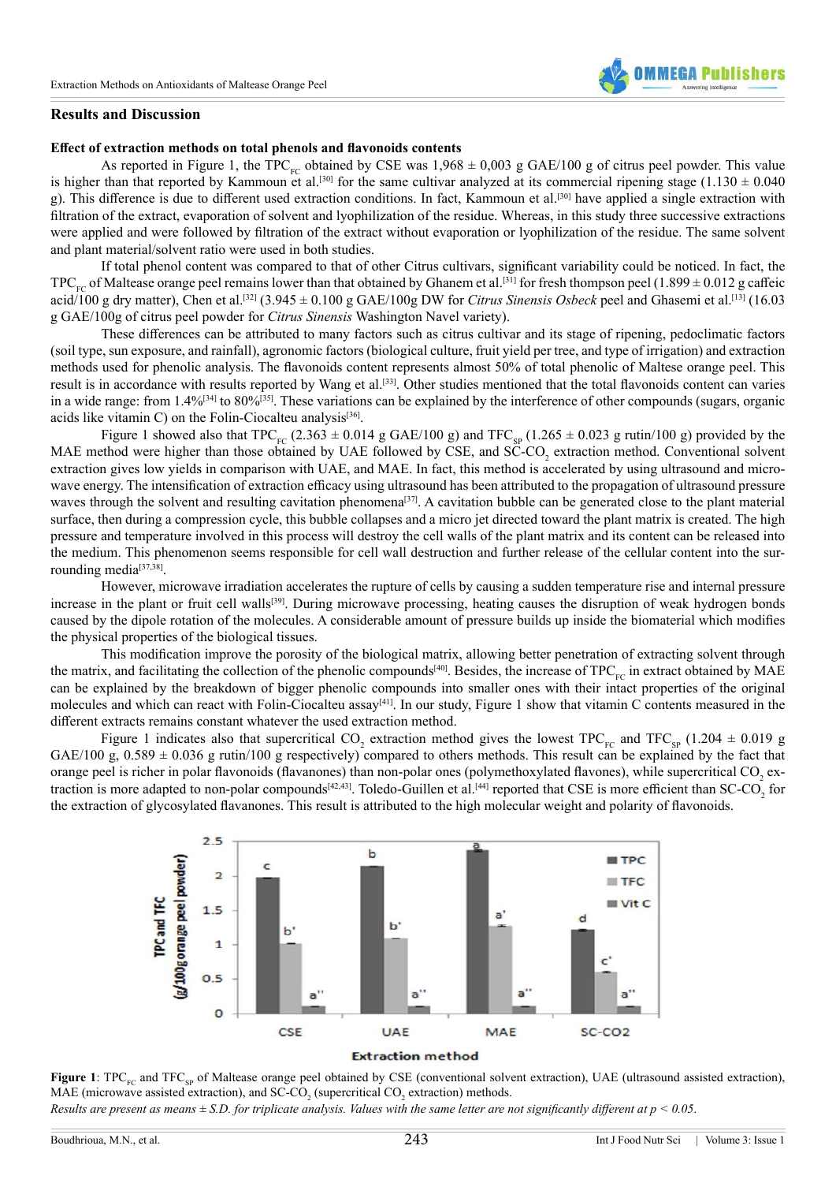## Results and Discussion

### Effect of extraction methods on total phenols and flavonoids contents

As reported in Figure 1, the $TPC_{FC}$ obtained by CSE was 1,968 ± 0,003 g GAE/100 g of citrus peel powder. This value is higher than that reported by Kammoun et al.[30] for the same cultivar analyzed at its commercial ripening stage (1.130 ± 0.040 g). This difference is due to different used extraction conditions. In fact, Kammoun et al.[30] have applied a single extraction with filtration of the extract, evaporation of solvent and lyophilization of the residue. Whereas, in this study three successive extractions were applied and were followed by filtration of the extract without evaporation or lyophilization of the residue. The same solvent and plant material/solvent ratio were used in both studies.

If total phenol content was compared to that of other Citrus cultivars, significant variability could be noticed. In fact, the $TPC_{FC}$ of Maltease orange peel remains lower than that obtained by Ghanem et al.[31] for fresh thompson peel (1.899 ± 0.012 g caffeic acid/100 g dry matter), Chen et al.[32] (3.945 ± 0.100 g GAE/100g DW for *Citrus Sinensis Osbeck* peel and Ghasemi et al.[13] (16.03 g GAE/100g of citrus peel powder for *Citrus Sinensis* Washington Navel variety).

These differences can be attributed to many factors such as citrus cultivar and its stage of ripening, pedoclimatic factors (soil type, sun exposure, and rainfall), agronomic factors (biological culture, fruit yield per tree, and type of irrigation) and extraction methods used for phenolic analysis. The flavonoids content represents almost 50% of total phenolic of Maltese orange peel. This result is in accordance with results reported by Wang et al.[33]. Other studies mentioned that the total flavonoids content can varies in a wide range: from 1.4%[34] to 80%[35]. These variations can be explained by the interference of other compounds (sugars, organic acids like vitamin C) on the Folin-Ciocalteu analysis[36].

Figure 1 showed also that $TPC_{FC}$ (2.363 ± 0.014 g GAE/100 g) and $TFC_{SP}$ (1.265 ± 0.023 g rutin/100 g) provided by the MAE method were higher than those obtained by UAE followed by CSE, and SC-$CO_2$ extraction method. Conventional solvent extraction gives low yields in comparison with UAE, and MAE. In fact, this method is accelerated by using ultrasound and microwave energy. The intensification of extraction efficacy using ultrasound has been attributed to the propagation of ultrasound pressure waves through the solvent and resulting cavitation phenomena[37]. A cavitation bubble can be generated close to the plant material surface, then during a compression cycle, this bubble collapses and a micro jet directed toward the plant matrix is created. The high pressure and temperature involved in this process will destroy the cell walls of the plant matrix and its content can be released into the medium. This phenomenon seems responsible for cell wall destruction and further release of the cellular content into the surrounding media[37,38].

However, microwave irradiation accelerates the rupture of cells by causing a sudden temperature rise and internal pressure increase in the plant or fruit cell walls[39]. During microwave processing, heating causes the disruption of weak hydrogen bonds caused by the dipole rotation of the molecules. A considerable amount of pressure builds up inside the biomaterial which modifies the physical properties of the biological tissues.

This modification improve the porosity of the biological matrix, allowing better penetration of extracting solvent through the matrix, and facilitating the collection of the phenolic compounds[40]. Besides, the increase of $TPC_{FC}$ in extract obtained by MAE can be explained by the breakdown of bigger phenolic compounds into smaller ones with their intact properties of the original molecules and which can react with Folin-Ciocalteu assay[41]. In our study, Figure 1 show that vitamin C contents measured in the different extracts remains constant whatever the used extraction method.

Figure 1 indicates also that supercritical $CO_2$ extraction method gives the lowest $TPC_{FC}$ and $TFC_{SP}$ (1.204 ± 0.019 g GAE/100 g, 0.589 ± 0.036 g rutin/100 g respectively) compared to others methods. This result can be explained by the fact that orange peel is richer in polar flavonoids (flavanones) than non-polar ones (polymethoxylated flavones), while supercritical $CO_2$ extraction is more adapted to non-polar compounds[42,43]. Toledo-Guillen et al.[44] reported that CSE is more efficient than SC-$CO_2$ for the extraction of glycosylated flavanones. This result is attributed to the high molecular weight and polarity of flavonoids.

**Figure 1**: $TPC_{FC}$ and $TFC_{SP}$ of Maltease orange peel obtained by CSE (conventional solvent extraction), UAE (ultrasound assisted extraction), MAE (microwave assisted extraction), and SC-$CO_2$ (supercritical $CO_2$ extraction) methods.

*Results are present as means ± S.D. for triplicate analysis. Values with the same letter are not significantly different at $p < 0.05$.*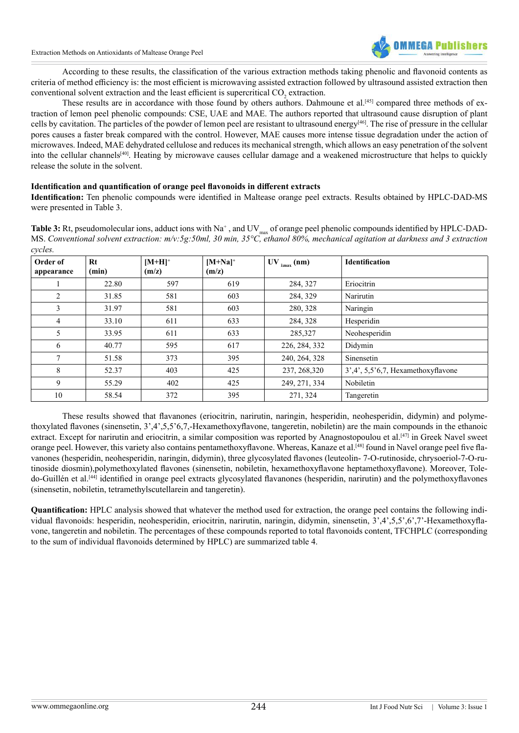According to these results, the classification of the various extraction methods taking phenolic and flavonoid contents as criteria of method efficiency is: the most efficient is microwaving assisted extraction followed by ultrasound assisted extraction then conventional solvent extraction and the least efficient is supercritical $CO_2$ extraction.

These results are in accordance with those found by others authors. Dahmoune et al.[45] compared three methods of extraction of lemon peel phenolic compounds: CSE, UAE and MAE. The authors reported that ultrasound cause disruption of plant cells by cavitation. The particles of the powder of lemon peel are resistant to ultrasound energy[46]. The rise of pressure in the cellular pores causes a faster break compared with the control. However, MAE causes more intense tissue degradation under the action of microwaves. Indeed, MAE dehydrated cellulose and reduces its mechanical strength, which allows an easy penetration of the solvent into the cellular channels[40]. Heating by microwave causes cellular damage and a weakened microstructure that helps to quickly release the solute in the solvent.

### Identification and quantification of orange peel flavonoids in different extracts

**Identification:** Ten phenolic compounds were identified in Maltease orange peel extracts. Results obtained by HPLC-DAD-MS were presented in Table 3.

**Table 3:** Rt, pseudomolecular ions, adduct ions with $Na^+$, and $UV_{max}$ of orange peel phenolic compounds identified by HPLC-DAD-MS. *Conventional solvent extraction: m/v:5g:50ml, 30 min, 35°C, ethanol 80%, mechanical agitation at darkness and 3 extraction cycles.*

| Order of appearance | Rt (min) | $[M+H]^+$ (m/z) | $[M+Na]^+$ (m/z) | $UV_{\lambda max}$ (nm) | Identification |
|---|---|---|---|---|---|
| 1 | 22.80 | 597 | 619 | 284, 327 | Eriocitrin |
| 2 | 31.85 | 581 | 603 | 284, 329 | Narirutin |
| 3 | 31.97 | 581 | 603 | 280, 328 | Naringin |
| 4 | 33.10 | 611 | 633 | 284, 328 | Hesperidin |
| 5 | 33.95 | 611 | 633 | 285,327 | Neohesperidin |
| 6 | 40.77 | 595 | 617 | 226, 284, 332 | Didymin |
| 7 | 51.58 | 373 | 395 | 240, 264, 328 | Sinensetin |
| 8 | 52.37 | 403 | 425 | 237, 268,320 | 3',4', 5,5'6,7, Hexamethoxyflavone |
| 9 | 55.29 | 402 | 425 | 249, 271, 334 | Nobiletin |
| 10 | 58.54 | 372 | 395 | 271, 324 | Tangeretin |

These results showed that flavanones (eriocitrin, narirutin, naringin, hesperidin, neohesperidin, didymin) and polymethoxylated flavones (sinensetin, 3',4',5,5'6,7,-Hexamethoxyflavone, tangeretin, nobiletin) are the main compounds in the ethanoic extract. Except for narirutin and eriocitrin, a similar composition was reported by Anagnostopoulou et al.[47] in Greek Navel sweet orange peel. However, this variety also contains pentamethoxyflavone. Whereas, Kanaze et al.[48] found in Navel orange peel five flavanones (hesperidin, neohesperidin, naringin, didymin), three glycosylated flavones (leuteolin- 7-O-rutinoside, chrysoeriol-7-O-rutinoside diosmin),polymethoxylated flavones (sinensetin, nobiletin, hexamethoxyflavone heptamethoxyflavone). Moreover, Toledo-Guillén et al.[44] identified in orange peel extracts glycosylated flavanones (hesperidin, narirutin) and the polymethoxyflavones (sinensetin, nobiletin, tetramethylscutellarein and tangeretin).

**Quantification:** HPLC analysis showed that whatever the method used for extraction, the orange peel contains the following individual flavonoids: hesperidin, neohesperidin, eriocitrin, narirutin, naringin, didymin, sinensetin, 3',4',5,5',6',7'-Hexamethoxyflavone, tangeretin and nobiletin. The percentages of these compounds reported to total flavonoids content, TFCHPLC (corresponding to the sum of individual flavonoids determined by HPLC) are summarized table 4.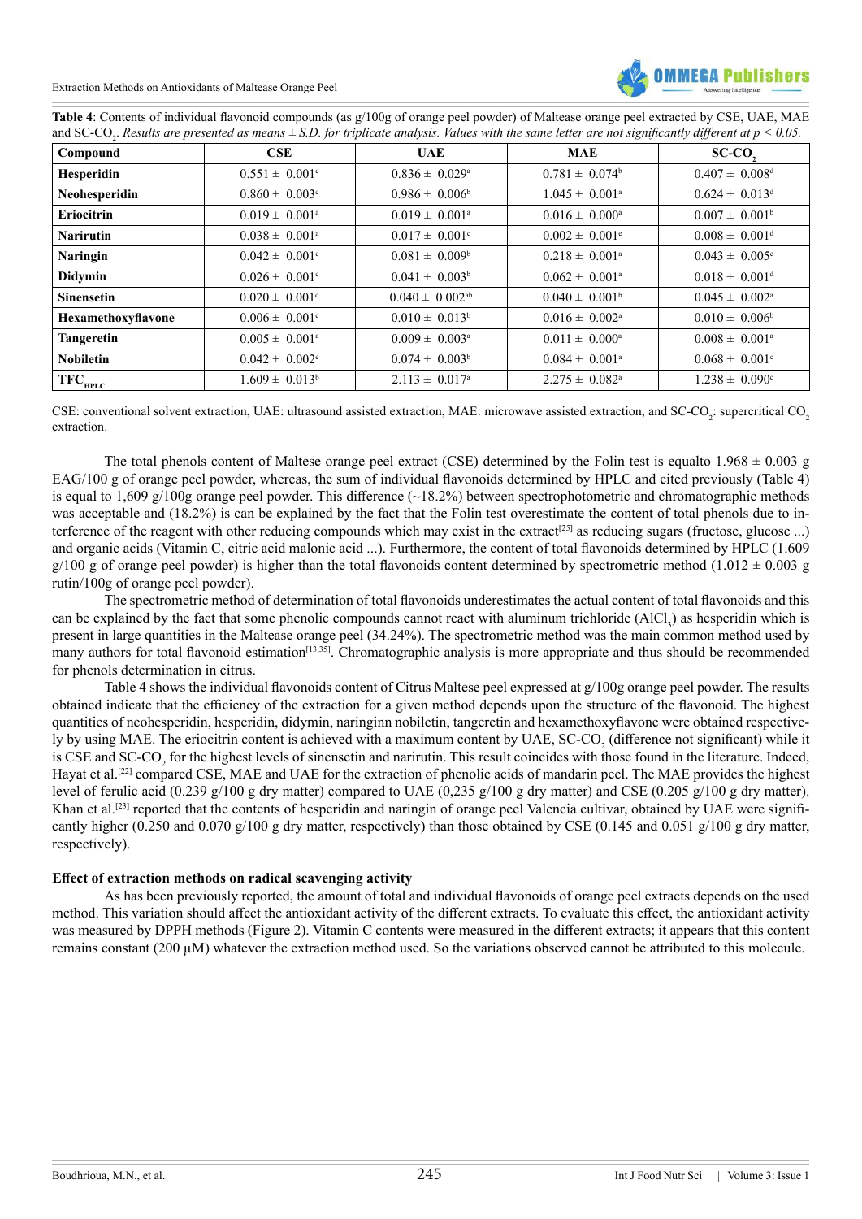**Table 4**: Contents of individual flavonoid compounds (as g/100g of orange peel powder) of Maltease orange peel extracted by CSE, UAE, MAE and SC-$CO_2$. *Results are presented as means ± S.D. for triplicate analysis. Values with the same letter are not significantly different at p < 0.05.*

| Compound | CSE | UAE | MAE | SC-$CO_2$ |
|---|---|---|---|---|
| **Hesperidin** | 0.551 ± 0.001$^c$ | 0.836 ± 0.029$^a$ | 0.781 ± 0.074$^b$ | 0.407 ± 0.008$^d$ |
| **Neohesperidin** | 0.860 ± 0.003$^c$ | 0.986 ± 0.006$^b$ | 1.045 ± 0.001$^a$ | 0.624 ± 0.013$^d$ |
| **Eriocitrin** | 0.019 ± 0.001$^a$ | 0.019 ± 0.001$^a$ | 0.016 ± 0.000$^a$ | 0.007 ± 0.001$^b$ |
| **Narirutin** | 0.038 ± 0.001$^a$ | 0.017 ± 0.001$^c$ | 0.002 ± 0.001$^e$ | 0.008 ± 0.001$^d$ |
| **Naringin** | 0.042 ± 0.001$^c$ | 0.081 ± 0.009$^b$ | 0.218 ± 0.001$^a$ | 0.043 ± 0.005$^c$ |
| **Didymin** | 0.026 ± 0.001$^c$ | 0.041 ± 0.003$^b$ | 0.062 ± 0.001$^a$ | 0.018 ± 0.001$^d$ |
| **Sinensetin** | 0.020 ± 0.001$^d$ | 0.040 ± 0.002$^{ab}$ | 0.040 ± 0.001$^b$ | 0.045 ± 0.002$^a$ |
| **Hexamethoxyflavone** | 0.006 ± 0.001$^c$ | 0.010 ± 0.013$^b$ | 0.016 ± 0.002$^a$ | 0.010 ± 0.006$^b$ |
| **Tangeretin** | 0.005 ± 0.001$^a$ | 0.009 ± 0.003$^a$ | 0.011 ± 0.000$^a$ | 0.008 ± 0.001$^a$ |
| **Nobiletin** | 0.042 ± 0.002$^e$ | 0.074 ± 0.003$^b$ | 0.084 ± 0.001$^a$ | 0.068 ± 0.001$^c$ |
| **$TFC_{HPLC}$** | 1.609 ± 0.013$^b$ | 2.113 ± 0.017$^a$ | 2.275 ± 0.082$^a$ | 1.238 ± 0.090$^c$ |

CSE: conventional solvent extraction, UAE: ultrasound assisted extraction, MAE: microwave assisted extraction, and SC-$CO_2$: supercritical $CO_2$ extraction.

The total phenols content of Maltese orange peel extract (CSE) determined by the Folin test is equalto 1.968 ± 0.003 g EAG/100 g of orange peel powder, whereas, the sum of individual flavonoids determined by HPLC and cited previously (Table 4) is equal to 1,609 g/100g orange peel powder. This difference (~18.2%) between spectrophotometric and chromatographic methods was acceptable and (18.2%) is can be explained by the fact that the Folin test overestimate the content of total phenols due to interference of the reagent with other reducing compounds which may exist in the extract[25] as reducing sugars (fructose, glucose ...) and organic acids (Vitamin C, citric acid malonic acid ...). Furthermore, the content of total flavonoids determined by HPLC (1.609 g/100 g of orange peel powder) is higher than the total flavonoids content determined by spectrometric method (1.012 ± 0.003 g rutin/100g of orange peel powder).

The spectrometric method of determination of total flavonoids underestimates the actual content of total flavonoids and this can be explained by the fact that some phenolic compounds cannot react with aluminum trichloride ($AlCl_3$) as hesperidin which is present in large quantities in the Maltease orange peel (34.24%). The spectrometric method was the main common method used by many authors for total flavonoid estimation[13,35]. Chromatographic analysis is more appropriate and thus should be recommended for phenols determination in citrus.

Table 4 shows the individual flavonoids content of Citrus Maltese peel expressed at g/100g orange peel powder. The results obtained indicate that the efficiency of the extraction for a given method depends upon the structure of the flavonoid. The highest quantities of neohesperidin, hesperidin, didymin, naringinn nobiletin, tangeretin and hexamethoxyflavone were obtained respectively by using MAE. The eriocitrin content is achieved with a maximum content by UAE, SC-$CO_2$ (difference not significant) while it is CSE and SC-$CO_2$ for the highest levels of sinensetin and narirutin. This result coincides with those found in the literature. Indeed, Hayat et al.[22] compared CSE, MAE and UAE for the extraction of phenolic acids of mandarin peel. The MAE provides the highest level of ferulic acid (0.239 g/100 g dry matter) compared to UAE (0,235 g/100 g dry matter) and CSE (0.205 g/100 g dry matter). Khan et al.[23] reported that the contents of hesperidin and naringin of orange peel Valencia cultivar, obtained by UAE were significantly higher (0.250 and 0.070 g/100 g dry matter, respectively) than those obtained by CSE (0.145 and 0.051 g/100 g dry matter, respectively).

**Effect of extraction methods on radical scavenging activity**

As has been previously reported, the amount of total and individual flavonoids of orange peel extracts depends on the used method. This variation should affect the antioxidant activity of the different extracts. To evaluate this effect, the antioxidant activity was measured by DPPH methods (Figure 2). Vitamin C contents were measured in the different extracts; it appears that this content remains constant (200 μM) whatever the extraction method used. So the variations observed cannot be attributed to this molecule.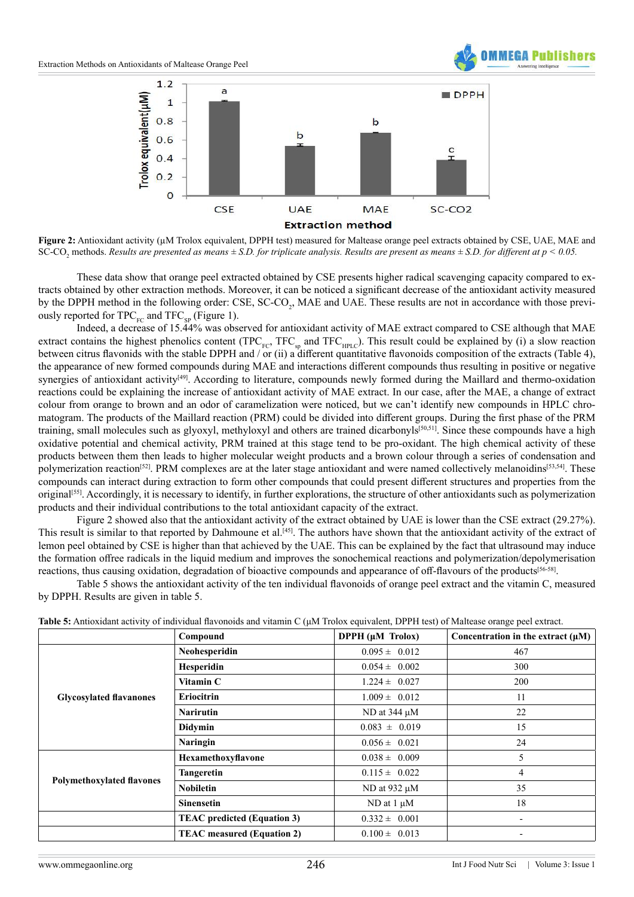Figure 2: Antioxidant activity (µM Trolox equivalent, DPPH test) measured for Maltease orange peel extracts obtained by CSE, UAE, MAE and SC-$CO_2$ methods. *Results are presented as means ± S.D. for triplicate analysis. Results are present as means ± S.D. for different at $p < 0.05$.*

These data show that orange peel extracted obtained by CSE presents higher radical scavenging capacity compared to extracts obtained by other extraction methods. Moreover, it can be noticed a significant decrease of the antioxidant activity measured by the DPPH method in the following order: CSE, SC-$CO_2$, MAE and UAE. These results are not in accordance with those previously reported for $TPC_{FC}$ and $TFC_{sp}$ (Figure 1).

Indeed, a decrease of 15.44% was observed for antioxidant activity of MAE extract compared to CSE although that MAE extract contains the highest phenolics content ($TPC_{FC}$, $TFC_{sp}$ and $TFC_{HPLC}$). This result could be explained by (i) a slow reaction between citrus flavonids with the stable DPPH and / or (ii) a different quantitative flavonoids composition of the extracts (Table 4), the appearance of new formed compounds during MAE and interactions different compounds thus resulting in positive or negative synergies of antioxidant activity[49]. According to literature, compounds newly formed during the Maillard and thermo-oxidation reactions could be explaining the increase of antioxidant activity of MAE extract. In our case, after the MAE, a change of extract colour from orange to brown and an odor of caramelization were noticed, but we can't identify new compounds in HPLC chromatogram. The products of the Maillard reaction (PRM) could be divided into different groups. During the first phase of the PRM training, small molecules such as glyoxyl, methyloxyl and others are trained dicarbonyls[50,51]. Since these compounds have a high oxidative potential and chemical activity, PRM trained at this stage tend to be pro-oxidant. The high chemical activity of these products between them then leads to higher molecular weight products and a brown colour through a series of condensation and polymerization reaction[52]. PRM complexes are at the later stage antioxidant and were named collectively melanoidins[53,54]. These compounds can interact during extraction to form other compounds that could present different structures and properties from the original[55]. Accordingly, it is necessary to identify, in further explorations, the structure of other antioxidants such as polymerization products and their individual contributions to the total antioxidant capacity of the extract.

Figure 2 showed also that the antioxidant activity of the extract obtained by UAE is lower than the CSE extract (29.27%). This result is similar to that reported by Dahmoune et al.[45]. The authors have shown that the antioxidant activity of the extract of lemon peel obtained by CSE is higher than that achieved by the UAE. This can be explained by the fact that ultrasound may induce the formation offree radicals in the liquid medium and improves the sonochemical reactions and polymerization/depolymerisation reactions, thus causing oxidation, degradation of bioactive compounds and appearance of off-flavours of the products[56-58].

Table 5 shows the antioxidant activity of the ten individual flavonoids of orange peel extract and the vitamin C, measured by DPPH. Results are given in table 5.

**Table 5:** Antioxidant activity of individual flavonoids and vitamin C (µM Trolox equivalent, DPPH test) of Maltease orange peel extract.

| | Compound | DPPH (µM Trolox) | Concentration in the extract (µM) |
|---|---|---|---|
| Glycosylated flavanones | Neohesperidin | 0.095 ± 0.012 | 467 |
| | Hesperidin | 0.054 ± 0.002 | 300 |
| | Vitamin C | 1.224 ± 0.027 | 200 |
| | Eriocitrin | 1.009 ± 0.012 | 11 |
| | Narirutin | ND at 344 µM | 22 |
| | Didymin | 0.083 ± 0.019 | 15 |
| | Naringin | 0.056 ± 0.021 | 24 |
| Polymethoxylated flavones | Hexamethoxyflavone | 0.038 ± 0.009 | 5 |
| | Tangeretin | 0.115 ± 0.022 | 4 |
| | Nobiletin | ND at 932 µM | 35 |
| | Sinensetin | ND at 1 µM | 18 |
| | TEAC predicted (Equation 3) | 0.332 ± 0.001 | - |
| | TEAC measured (Equation 2) | 0.100 ± 0.013 | - |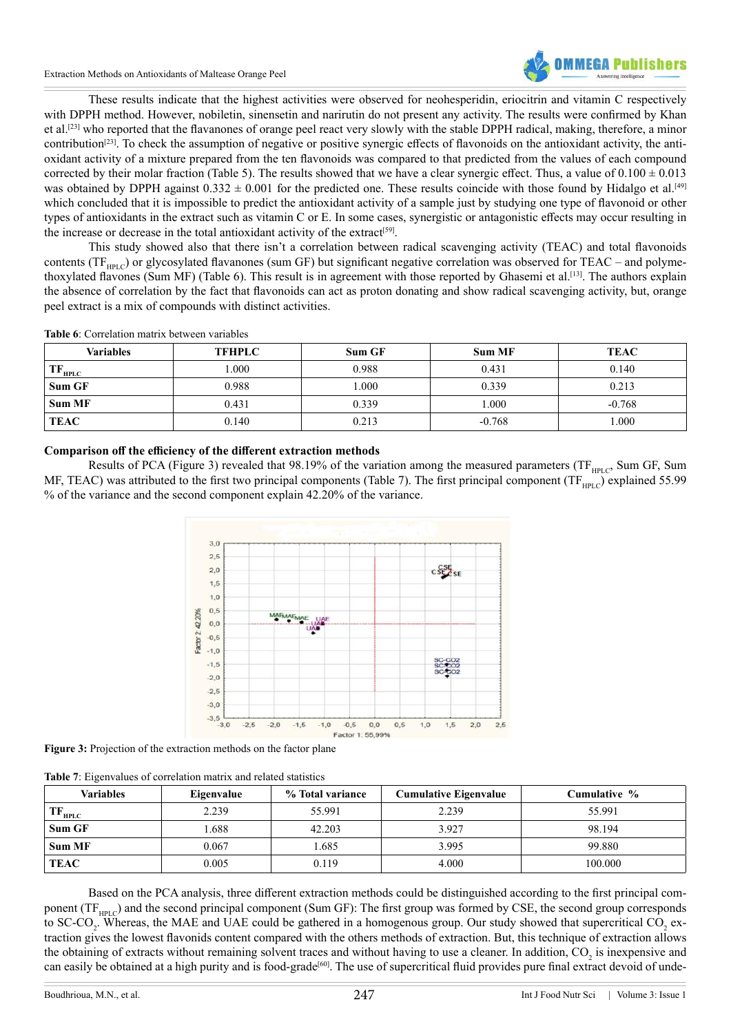These results indicate that the highest activities were observed for neohesperidin, eriocitrin and vitamin C respectively with DPPH method. However, nobiletin, sinensetin and narirutin do not present any activity. The results were confirmed by Khan et al.[23] who reported that the flavanones of orange peel react very slowly with the stable DPPH radical, making, therefore, a minor contribution[23]. To check the assumption of negative or positive synergic effects of flavonoids on the antioxidant activity, the antioxidant activity of a mixture prepared from the ten flavonoids was compared to that predicted from the values of each compound corrected by their molar fraction (Table 5). The results showed that we have a clear synergic effect. Thus, a value of 0.100 ± 0.013 was obtained by DPPH against 0.332 ± 0.001 for the predicted one. These results coincide with those found by Hidalgo et al.[49] which concluded that it is impossible to predict the antioxidant activity of a sample just by studying one type of flavonoid or other types of antioxidants in the extract such as vitamin C or E. In some cases, synergistic or antagonistic effects may occur resulting in the increase or decrease in the total antioxidant activity of the extract[59].

This study showed also that there isn't a correlation between radical scavenging activity (TEAC) and total flavonoids contents ($TF_{HPLC}$) or glycosylated flavanones (sum GF) but significant negative correlation was observed for TEAC – and polymethoxylated flavones (Sum MF) (Table 6). This result is in agreement with those reported by Ghasemi et al.[13]. The authors explain the absence of correlation by the fact that flavonoids can act as proton donating and show radical scavenging activity, but, orange peel extract is a mix of compounds with distinct activities.

**Table 6**: Correlation matrix between variables

| Variables | TFHPLC | Sum GF | Sum MF | TEAC |
|---|---|---|---|---|
| **$TF_{HPLC}$** | 1.000 | 0.988 | 0.431 | 0.140 |
| **Sum GF** | 0.988 | 1.000 | 0.339 | 0.213 |
| **Sum MF** | 0.431 | 0.339 | 1.000 | -0.768 |
| **TEAC** | 0.140 | 0.213 | -0.768 | 1.000 |

**Comparison off the efficiency of the different extraction methods**

Results of PCA (Figure 3) revealed that 98.19% of the variation among the measured parameters ($TF_{HPLC}$, Sum GF, Sum MF, TEAC) was attributed to the first two principal components (Table 7). The first principal component ($TF_{HPLC}$) explained 55.99 % of the variance and the second component explain 42.20% of the variance.

**Figure 3:** Projection of the extraction methods on the factor plane

**Table 7**: Eigenvalues of correlation matrix and related statistics

| Variables | Eigenvalue | % Total variance | Cumulative Eigenvalue | Cumulative % |
|---|---|---|---|---|
| **$TF_{HPLC}$** | 2.239 | 55.991 | 2.239 | 55.991 |
| **Sum GF** | 1.688 | 42.203 | 3.927 | 98.194 |
| **Sum MF** | 0.067 | 1.685 | 3.995 | 99.880 |
| **TEAC** | 0.005 | 0.119 | 4.000 | 100.000 |

Based on the PCA analysis, three different extraction methods could be distinguished according to the first principal component ($TF_{HPLC}$) and the second principal component (Sum GF): The first group was formed by CSE, the second group corresponds to SC-$CO_2$. Whereas, the MAE and UAE could be gathered in a homogenous group. Our study showed that supercritical $CO_2$ extraction gives the lowest flavonids content compared with the others methods of extraction. But, this technique of extraction allows the obtaining of extracts without remaining solvent traces and without having to use a cleaner. In addition, $CO_2$ is inexpensive and can easily be obtained at a high purity and is food-grade[60]. The use of supercritical fluid provides pure final extract devoid of unde-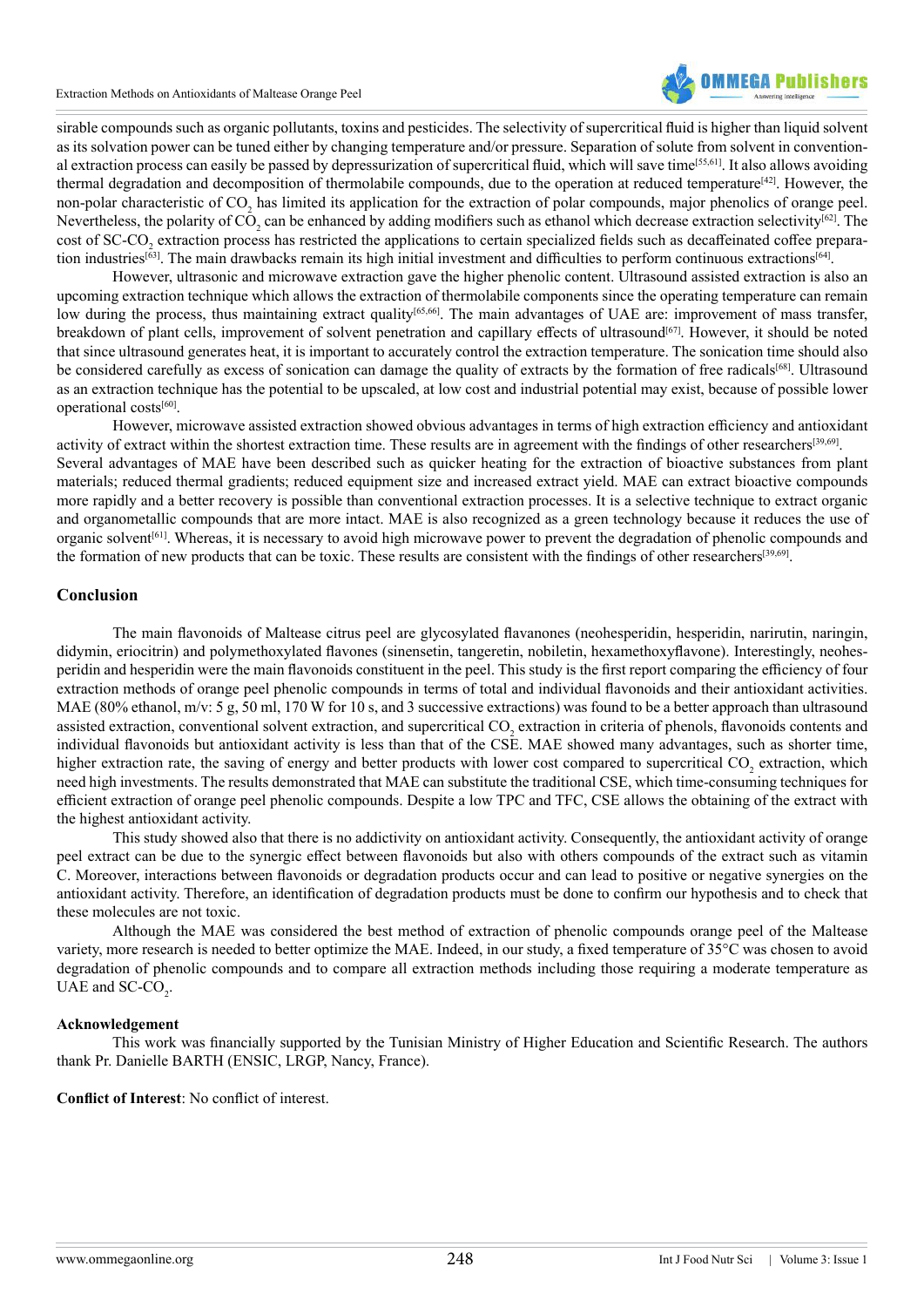sirable compounds such as organic pollutants, toxins and pesticides. The selectivity of supercritical fluid is higher than liquid solvent as its solvation power can be tuned either by changing temperature and/or pressure. Separation of solute from solvent in conventional extraction process can easily be passed by depressurization of supercritical fluid, which will save time[55,61]. It also allows avoiding thermal degradation and decomposition of thermolabile compounds, due to the operation at reduced temperature[42]. However, the non-polar characteristic of $CO_2$ has limited its application for the extraction of polar compounds, major phenolics of orange peel. Nevertheless, the polarity of $CO_2$ can be enhanced by adding modifiers such as ethanol which decrease extraction selectivity[62]. The cost of SC-$CO_2$ extraction process has restricted the applications to certain specialized fields such as decaffeinated coffee preparation industries[63]. The main drawbacks remain its high initial investment and difficulties to perform continuous extractions[64].

However, ultrasonic and microwave extraction gave the higher phenolic content. Ultrasound assisted extraction is also an upcoming extraction technique which allows the extraction of thermolabile components since the operating temperature can remain low during the process, thus maintaining extract quality[65,66]. The main advantages of UAE are: improvement of mass transfer, breakdown of plant cells, improvement of solvent penetration and capillary effects of ultrasound[67]. However, it should be noted that since ultrasound generates heat, it is important to accurately control the extraction temperature. The sonication time should also be considered carefully as excess of sonication can damage the quality of extracts by the formation of free radicals[68]. Ultrasound as an extraction technique has the potential to be upscaled, at low cost and industrial potential may exist, because of possible lower operational costs[60].

However, microwave assisted extraction showed obvious advantages in terms of high extraction efficiency and antioxidant activity of extract within the shortest extraction time. These results are in agreement with the findings of other researchers[39,69]. Several advantages of MAE have been described such as quicker heating for the extraction of bioactive substances from plant materials; reduced thermal gradients; reduced equipment size and increased extract yield. MAE can extract bioactive compounds more rapidly and a better recovery is possible than conventional extraction processes. It is a selective technique to extract organic and organometallic compounds that are more intact. MAE is also recognized as a green technology because it reduces the use of organic solvent[61]. Whereas, it is necessary to avoid high microwave power to prevent the degradation of phenolic compounds and the formation of new products that can be toxic. These results are consistent with the findings of other researchers[39,69].

## Conclusion

The main flavonoids of Maltease citrus peel are glycosylated flavanones (neohesperidin, hesperidin, narirutin, naringin, didymin, eriocitrin) and polymethoxylated flavones (sinensetin, tangeretin, nobiletin, hexamethoxyflavone). Interestingly, neohesperidin and hesperidin were the main flavonoids constituent in the peel. This study is the first report comparing the efficiency of four extraction methods of orange peel phenolic compounds in terms of total and individual flavonoids and their antioxidant activities. MAE (80% ethanol, m/v: 5 g, 50 ml, 170 W for 10 s, and 3 successive extractions) was found to be a better approach than ultrasound assisted extraction, conventional solvent extraction, and supercritical $CO_2$ extraction in criteria of phenols, flavonoids contents and individual flavonoids but antioxidant activity is less than that of the CSE. MAE showed many advantages, such as shorter time, higher extraction rate, the saving of energy and better products with lower cost compared to supercritical $CO_2$ extraction, which need high investments. The results demonstrated that MAE can substitute the traditional CSE, which time-consuming techniques for efficient extraction of orange peel phenolic compounds. Despite a low TPC and TFC, CSE allows the obtaining of the extract with the highest antioxidant activity.

This study showed also that there is no addictivity on antioxidant activity. Consequently, the antioxidant activity of orange peel extract can be due to the synergic effect between flavonoids but also with others compounds of the extract such as vitamin C. Moreover, interactions between flavonoids or degradation products occur and can lead to positive or negative synergies on the antioxidant activity. Therefore, an identification of degradation products must be done to confirm our hypothesis and to check that these molecules are not toxic.

Although the MAE was considered the best method of extraction of phenolic compounds orange peel of the Maltease variety, more research is needed to better optimize the MAE. Indeed, in our study, a fixed temperature of 35°C was chosen to avoid degradation of phenolic compounds and to compare all extraction methods including those requiring a moderate temperature as UAE and SC-$CO_2$.

**Acknowledgement**

This work was financially supported by the Tunisian Ministry of Higher Education and Scientific Research. The authors thank Pr. Danielle BARTH (ENSIC, LRGP, Nancy, France).

**Conflict of Interest**: No conflict of interest.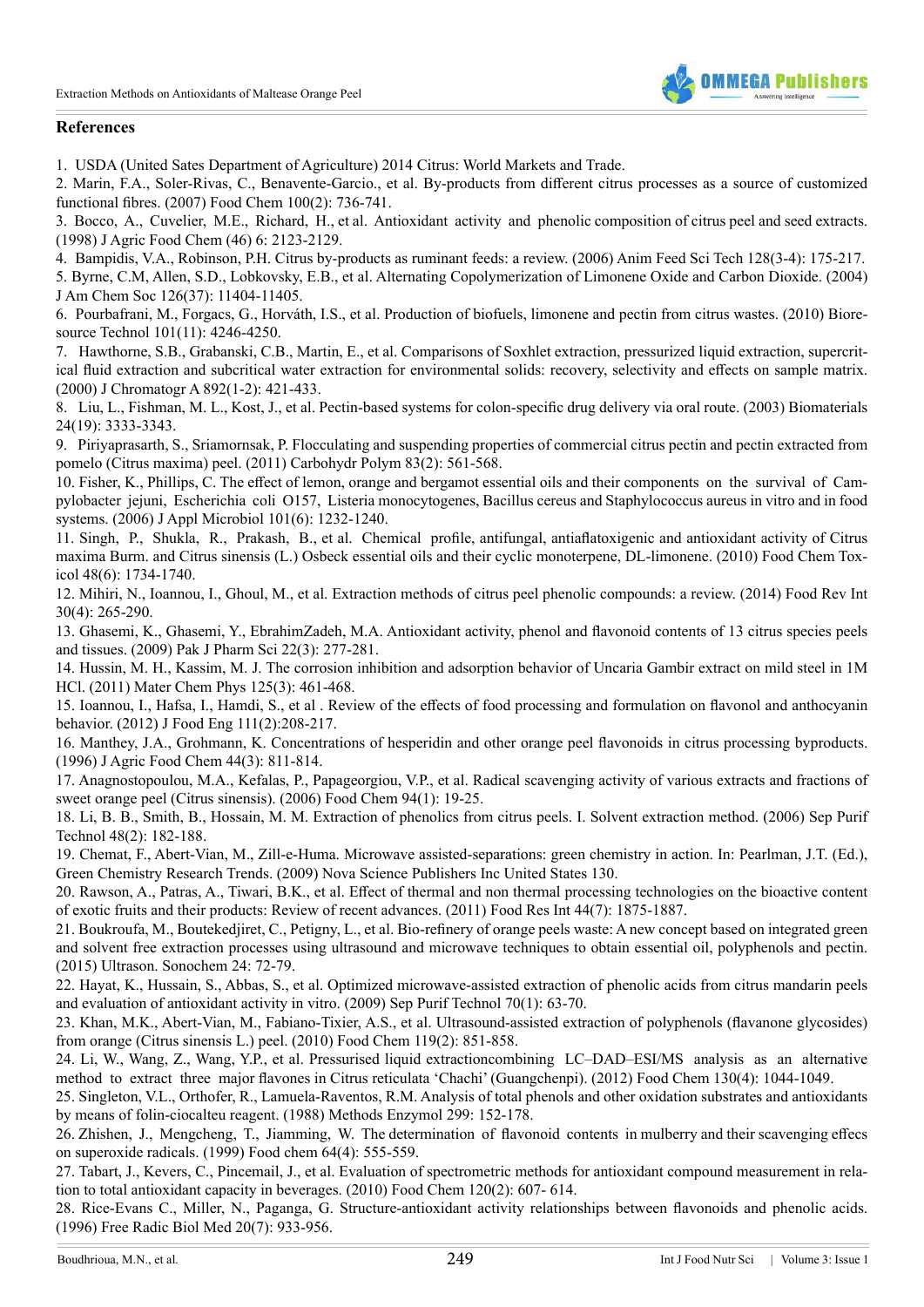## References

1. USDA (United Sates Department of Agriculture) 2014 Citrus: World Markets and Trade.
2. Marin, F.A., Soler-Rivas, C., Benavente-Garcio., et al. By-products from different citrus processes as a source of customized functional fibres. (2007) Food Chem 100(2): 736-741.
3. Bocco, A., Cuvelier, M.E., Richard, H., et al. Antioxidant activity and phenolic composition of citrus peel and seed extracts. (1998) J Agric Food Chem (46) 6: 2123-2129.
4. Bampidis, V.A., Robinson, P.H. Citrus by-products as ruminant feeds: a review. (2006) Anim Feed Sci Tech 128(3-4): 175-217.
5. Byrne, C.M, Allen, S.D., Lobkovsky, E.B., et al. Alternating Copolymerization of Limonene Oxide and Carbon Dioxide. (2004) J Am Chem Soc 126(37): 11404-11405.
6. Pourbafrani, M., Forgacs, G., Horváth, I.S., et al. Production of biofuels, limonene and pectin from citrus wastes. (2010) Bioresource Technol 101(11): 4246-4250.
7. Hawthorne, S.B., Grabanski, C.B., Martin, E., et al. Comparisons of Soxhlet extraction, pressurized liquid extraction, supercritical fluid extraction and subcritical water extraction for environmental solids: recovery, selectivity and effects on sample matrix. (2000) J Chromatogr A 892(1-2): 421-433.
8. Liu, L., Fishman, M. L., Kost, J., et al. Pectin-based systems for colon-specific drug delivery via oral route. (2003) Biomaterials 24(19): 3333-3343.
9. Piriyaprasarth, S., Sriamornsak, P. Flocculating and suspending properties of commercial citrus pectin and pectin extracted from pomelo (Citrus maxima) peel. (2011) Carbohydr Polym 83(2): 561-568.
10. Fisher, K., Phillips, C. The effect of lemon, orange and bergamot essential oils and their components on the survival of Campylobacter jejuni, Escherichia coli O157, Listeria monocytogenes, Bacillus cereus and Staphylococcus aureus in vitro and in food systems. (2006) J Appl Microbiol 101(6): 1232-1240.
11. Singh, P., Shukla, R., Prakash, B., et al. Chemical profile, antifungal, antiaflatoxigenic and antioxidant activity of Citrus maxima Burm. and Citrus sinensis (L.) Osbeck essential oils and their cyclic monoterpene, DL-limonene. (2010) Food Chem Toxicol 48(6): 1734-1740.
12. Mihiri, N., Ioannou, I., Ghoul, M., et al. Extraction methods of citrus peel phenolic compounds: a review. (2014) Food Rev Int 30(4): 265-290.
13. Ghasemi, K., Ghasemi, Y., EbrahimZadeh, M.A. Antioxidant activity, phenol and flavonoid contents of 13 citrus species peels and tissues. (2009) Pak J Pharm Sci 22(3): 277-281.
14. Hussin, M. H., Kassim, M. J. The corrosion inhibition and adsorption behavior of Uncaria Gambir extract on mild steel in 1M HCl. (2011) Mater Chem Phys 125(3): 461-468.
15. Ioannou, I., Hafsa, I., Hamdi, S., et al . Review of the effects of food processing and formulation on flavonol and anthocyanin behavior. (2012) J Food Eng 111(2):208-217.
16. Manthey, J.A., Grohmann, K. Concentrations of hesperidin and other orange peel flavonoids in citrus processing byproducts. (1996) J Agric Food Chem 44(3): 811-814.
17. Anagnostopoulou, M.A., Kefalas, P., Papageorgiou, V.P., et al. Radical scavenging activity of various extracts and fractions of sweet orange peel (Citrus sinensis). (2006) Food Chem 94(1): 19-25.
18. Li, B. B., Smith, B., Hossain, M. M. Extraction of phenolics from citrus peels. I. Solvent extraction method. (2006) Sep Purif Technol 48(2): 182-188.
19. Chemat, F., Abert-Vian, M., Zill-e-Huma. Microwave assisted-separations: green chemistry in action. In: Pearlman, J.T. (Ed.), Green Chemistry Research Trends. (2009) Nova Science Publishers Inc United States 130.
20. Rawson, A., Patras, A., Tiwari, B.K., et al. Effect of thermal and non thermal processing technologies on the bioactive content of exotic fruits and their products: Review of recent advances. (2011) Food Res Int 44(7): 1875-1887.
21. Boukroufa, M., Boutekedjiret, C., Petigny, L., et al. Bio-refinery of orange peels waste: A new concept based on integrated green and solvent free extraction processes using ultrasound and microwave techniques to obtain essential oil, polyphenols and pectin. (2015) Ultrason. Sonochem 24: 72-79.
22. Hayat, K., Hussain, S., Abbas, S., et al. Optimized microwave-assisted extraction of phenolic acids from citrus mandarin peels and evaluation of antioxidant activity in vitro. (2009) Sep Purif Technol 70(1): 63-70.
23. Khan, M.K., Abert-Vian, M., Fabiano-Tixier, A.S., et al. Ultrasound-assisted extraction of polyphenols (flavanone glycosides) from orange (Citrus sinensis L.) peel. (2010) Food Chem 119(2): 851-858.
24. Li, W., Wang, Z., Wang, Y.P., et al. Pressurised liquid extractioncombining LC–DAD–ESI/MS analysis as an alternative method to extract three major flavones in Citrus reticulata 'Chachi' (Guangchenpi). (2012) Food Chem 130(4): 1044-1049.
25. Singleton, V.L., Orthofer, R., Lamuela-Raventos, R.M. Analysis of total phenols and other oxidation substrates and antioxidants by means of folin-ciocalteu reagent. (1988) Methods Enzymol 299: 152-178.
26. Zhishen, J., Mengcheng, T., Jiamming, W. The determination of flavonoid contents in mulberry and their scavenging effecs on superoxide radicals. (1999) Food chem 64(4): 555-559.
27. Tabart, J., Kevers, C., Pincemail, J., et al. Evaluation of spectrometric methods for antioxidant compound measurement in relation to total antioxidant capacity in beverages. (2010) Food Chem 120(2): 607- 614.
28. Rice-Evans C., Miller, N., Paganga, G. Structure-antioxidant activity relationships between flavonoids and phenolic acids. (1996) Free Radic Biol Med 20(7): 933-956.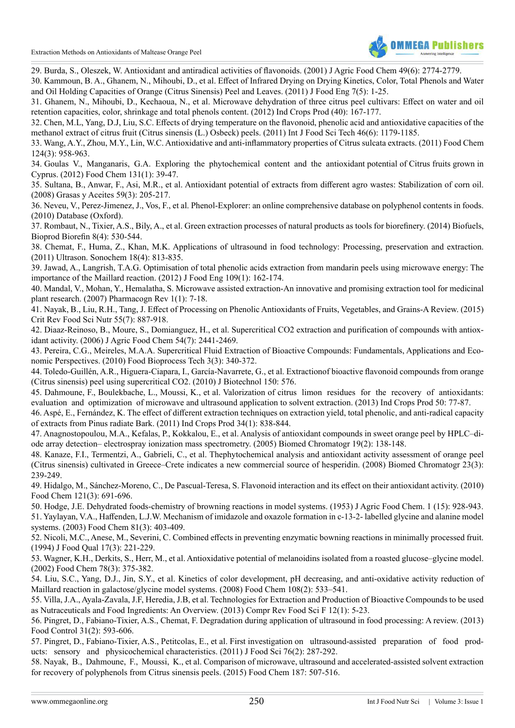29. Burda, S., Oleszek, W. Antioxidant and antiradical activities of flavonoids. (2001) J Agric Food Chem 49(6): 2774-2779.

30. Kammoun, B. A., Ghanem, N., Mihoubi, D., et al. Effect of Infrared Drying on Drying Kinetics, Color, Total Phenols and Water and Oil Holding Capacities of Orange (Citrus Sinensis) Peel and Leaves. (2011) J Food Eng 7(5): 1-25.

31. Ghanem, N., Mihoubi, D., Kechaoua, N., et al. Microwave dehydration of three citrus peel cultivars: Effect on water and oil retention capacities, color, shrinkage and total phenols content. (2012) Ind Crops Prod (40): 167-177.

32. Chen, M.L, Yang, D.J, Liu, S.C. Effects of drying temperature on the flavonoid, phenolic acid and antioxidative capacities of the methanol extract of citrus fruit (Citrus sinensis (L.) Osbeck) peels. (2011) Int J Food Sci Tech 46(6): 1179-1185.

33. Wang, A.Y., Zhou, M.Y., Lin, W.C. Antioxidative and anti-inflammatory properties of Citrus sulcata extracts. (2011) Food Chem 124(3): 958-963.

34. Goulas V., Manganaris, G.A. Exploring the phytochemical content and the antioxidant potential of Citrus fruits grown in Cyprus. (2012) Food Chem 131(1): 39-47.

35. Sultana, B., Anwar, F., Asi, M.R., et al. Antioxidant potential of extracts from different agro wastes: Stabilization of corn oil. (2008) Grasas y Aceites 59(3): 205-217.

36. Neveu, V., Perez-Jimenez, J., Vos, F., et al. Phenol-Explorer: an online comprehensive database on polyphenol contents in foods. (2010) Database (Oxford).

37. Rombaut, N., Tixier, A.S., Bily, A., et al. Green extraction processes of natural products as tools for biorefinery. (2014) Biofuels, Bioprod Biorefin 8(4): 530-544.

38. Chemat, F., Huma, Z., Khan, M.K. Applications of ultrasound in food technology: Processing, preservation and extraction. (2011) Ultrason. Sonochem 18(4): 813-835.

39. Jawad, A., Langrish, T.A.G. Optimisation of total phenolic acids extraction from mandarin peels using microwave energy: The importance of the Maillard reaction. (2012) J Food Eng 109(1): 162-174.

40. Mandal, V., Mohan, Y., Hemalatha, S. Microwave assisted extraction-An innovative and promising extraction tool for medicinal plant research. (2007) Pharmacogn Rev 1(1): 7-18.

41. Nayak, B., Liu, R.H., Tang, J. Effect of Processing on Phenolic Antioxidants of Fruits, Vegetables, and Grains-A Review. (2015) Crit Rev Food Sci Nutr 55(7): 887-918.

42. Diaaz-Reinoso, B., Moure, S., Domianguez, H., et al. Supercritical CO2 extraction and purification of compounds with antioxidant activity. (2006) J Agric Food Chem 54(7): 2441-2469.

43. Pereira, C.G., Meireles, M.A.A. Supercritical Fluid Extraction of Bioactive Compounds: Fundamentals, Applications and Economic Perspectives. (2010) Food Bioprocess Tech 3(3): 340-372.

44. Toledo-Guillén, A.R., Higuera-Ciapara, I., García-Navarrete, G., et al. Extractionof bioactive flavonoid compounds from orange (Citrus sinensis) peel using supercritical CO2. (2010) J Biotechnol 150: 576.

45. Dahmoune, F., Boulekbache, L., Moussi, K., et al. Valorization of citrus limon residues for the recovery of antioxidants: evaluation and optimization of microwave and ultrasound application to solvent extraction. (2013) Ind Crops Prod 50: 77-87.

46. Aspé, E., Fernández, K. The effect of different extraction techniques on extraction yield, total phenolic, and anti-radical capacity of extracts from Pinus radiate Bark. (2011) Ind Crops Prod 34(1): 838-844.

47. Anagnostopoulou, M.A., Kefalas, P., Kokkalou, E., et al. Analysis of antioxidant compounds in sweet orange peel by HPLC–diode array detection– electrospray ionization mass spectrometry. (2005) Biomed Chromatogr 19(2): 138-148.

48. Kanaze, F.I., Termentzi, A., Gabrieli, C., et al. Thephytochemical analysis and antioxidant activity assessment of orange peel (Citrus sinensis) cultivated in Greece–Crete indicates a new commercial source of hesperidin. (2008) Biomed Chromatogr 23(3): 239-249.

49. Hidalgo, M., Sánchez-Moreno, C., De Pascual-Teresa, S. Flavonoid interaction and its effect on their antioxidant activity. (2010) Food Chem 121(3): 691-696.

50. Hodge, J.E. Dehydrated foods-chemistry of browning reactions in model systems. (1953) J Agric Food Chem. 1 (15): 928-943.

51. Yaylayan, V.A., Haffenden, L.J.W. Mechanism of imidazole and oxazole formation in c-13-2- labelled glycine and alanine model systems. (2003) Food Chem 81(3): 403-409.

52. Nicoli, M.C., Anese, M., Severini, C. Combined effects in preventing enzymatic bowning reactions in minimally processed fruit. (1994) J Food Qual 17(3): 221-229.

53. Wagner, K.H., Derkits, S., Herr, M., et al. Antioxidative potential of melanoidins isolated from a roasted glucose–glycine model. (2002) Food Chem 78(3): 375-382.

54. Liu, S.C., Yang, D.J., Jin, S.Y., et al. Kinetics of color development, pH decreasing, and anti-oxidative activity reduction of Maillard reaction in galactose/glycine model systems. (2008) Food Chem 108(2): 533–541.

55. Villa, J.A., Ayala-Zavala, J.F, Heredia, J.B, et al. Technologies for Extraction and Production of Bioactive Compounds to be used as Nutraceuticals and Food Ingredients: An Overview. (2013) Compr Rev Food Sci F 12(1): 5-23.

56. Pingret, D., Fabiano-Tixier, A.S., Chemat, F. Degradation during application of ultrasound in food processing: A review. (2013) Food Control 31(2): 593-606.

57. Pingret, D., Fabiano-Tixier, A.S., Petitcolas, E., et al. First investigation on ultrasound-assisted preparation of food products: sensory and physicochemical characteristics. (2011) J Food Sci 76(2): 287-292.

58. Nayak, B., Dahmoune, F., Moussi, K., et al. Comparison of microwave, ultrasound and accelerated-assisted solvent extraction for recovery of polyphenols from Citrus sinensis peels. (2015) Food Chem 187: 507-516.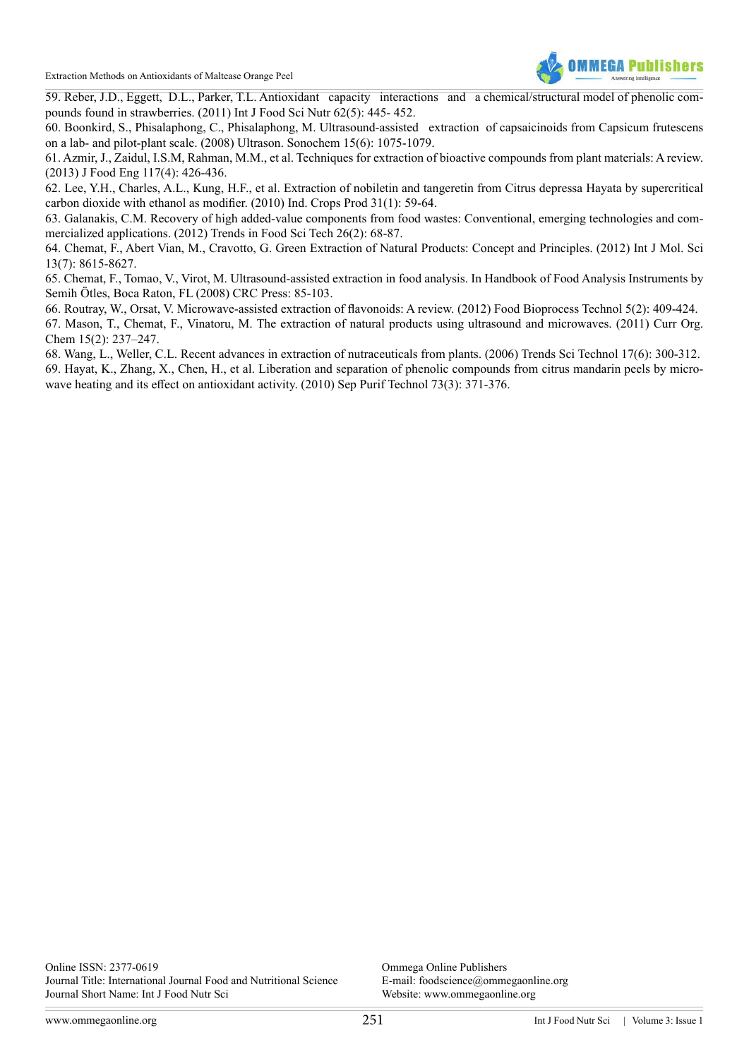59. Reber, J.D., Eggett, D.L., Parker, T.L. Antioxidant capacity interactions and a chemical/structural model of phenolic compounds found in strawberries. (2011) Int J Food Sci Nutr 62(5): 445- 452.

60. Boonkird, S., Phisalaphong, C., Phisalaphong, M. Ultrasound-assisted extraction of capsaicinoids from Capsicum frutescens on a lab- and pilot-plant scale. (2008) Ultrason. Sonochem 15(6): 1075-1079.

61. Azmir, J., Zaidul, I.S.M, Rahman, M.M., et al. Techniques for extraction of bioactive compounds from plant materials: A review. (2013) J Food Eng 117(4): 426-436.

62. Lee, Y.H., Charles, A.L., Kung, H.F., et al. Extraction of nobiletin and tangeretin from Citrus depressa Hayata by supercritical carbon dioxide with ethanol as modifier. (2010) Ind. Crops Prod 31(1): 59-64.

63. Galanakis, C.M. Recovery of high added-value components from food wastes: Conventional, emerging technologies and commercialized applications. (2012) Trends in Food Sci Tech 26(2): 68-87.

64. Chemat, F., Abert Vian, M., Cravotto, G. Green Extraction of Natural Products: Concept and Principles. (2012) Int J Mol. Sci 13(7): 8615-8627.

65. Chemat, F., Tomao, V., Virot, M. Ultrasound-assisted extraction in food analysis. In Handbook of Food Analysis Instruments by Semih Ötles, Boca Raton, FL (2008) CRC Press: 85-103.

66. Routray, W., Orsat, V. Microwave-assisted extraction of flavonoids: A review. (2012) Food Bioprocess Technol 5(2): 409-424.

67. Mason, T., Chemat, F., Vinatoru, M. The extraction of natural products using ultrasound and microwaves. (2011) Curr Org. Chem 15(2): 237–247.

68. Wang, L., Weller, C.L. Recent advances in extraction of nutraceuticals from plants. (2006) Trends Sci Technol 17(6): 300-312.

69. Hayat, K., Zhang, X., Chen, H., et al. Liberation and separation of phenolic compounds from citrus mandarin peels by microwave heating and its effect on antioxidant activity. (2010) Sep Purif Technol 73(3): 371-376.